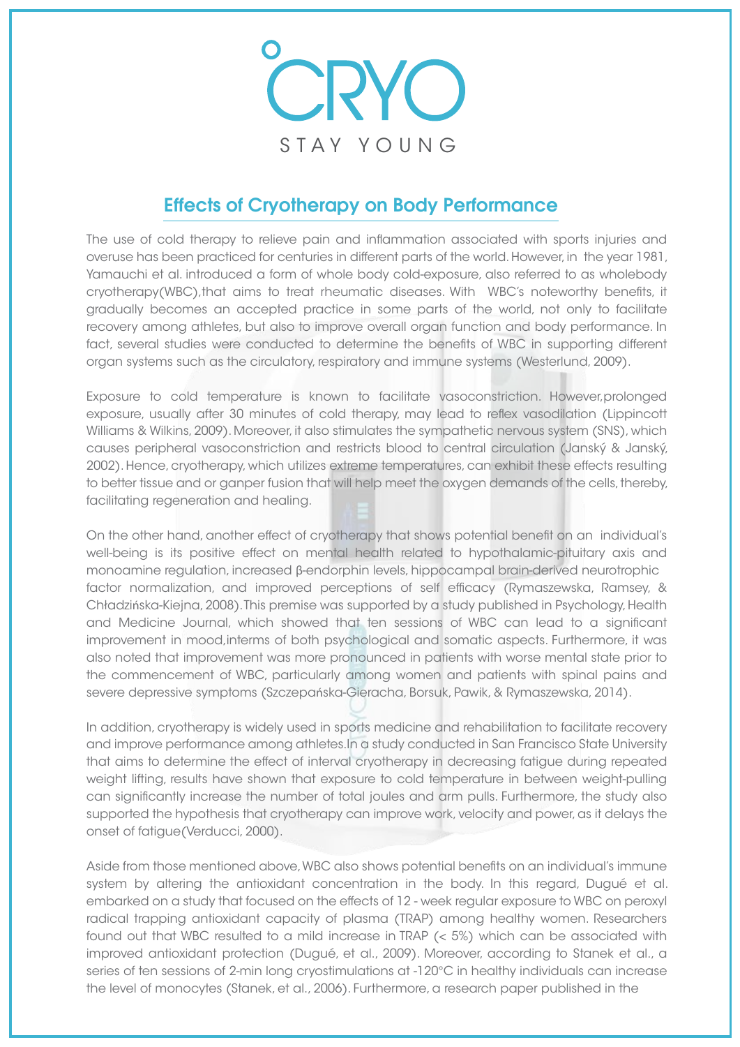# °CRYO

STAY YOUNG

## Effects of Cryotherapy on Body Performance

The use of cold therapy to relieve pain and inflammation associated with sports injuries and overuse has been practiced for centuries in different parts of the world. However, in the year 1981, Yamauchi et al. introduced a form of whole body cold-exposure, also referred to as wholebody cryotherapy(WBC),that aims to treat rheumatic diseases. With WBC's noteworthy benefits, it gradually becomes an accepted practice in some parts of the world, not only to facilitate recovery among athletes, but also to improve overall organ function and body performance. In fact, several studies were conducted to determine the benefits of WBC in supporting different organ systems such as the circulatory, respiratory and immune systems (Westerlund, 2009).

Exposure to cold temperature is known to facilitate vasoconstriction. However,prolonged exposure, usually after 30 minutes of cold therapy, may lead to reflex vasodilation (Lippincott Williams & Wilkins, 2009). Moreover, it also stimulates the sympathetic nervous system (SNS), which causes peripheral vasoconstriction and restricts blood to central circulation (Janský & Janský, 2002). Hence, cryotherapy, which utilizes extreme temperatures, can exhibit these effects resulting to better tissue and or ganper fusion that will help meet the oxygen demands of the cells, thereby, facilitating regeneration and healing.

On the other hand, another effect of cryotherapy that shows potential benefit on an individual's well-being is its positive effect on mental health related to hypothalamic-pituitary axis and monoamine regulation, increased β-endorphin levels, hippocampal brain-derived neurotrophic factor normalization, and improved perceptions of self efficacy (Rymaszewska, Ramsey, & Chładzińska-Kiejna, 2008). This premise was supported by a study published in Psychology, Health and Medicine Journal, which showed that ten sessions of WBC can lead to a significant improvement in mood,interms of both psychological and somatic aspects. Furthermore, it was also noted that improvement was more pronounced in patients with worse mental state prior to the commencement of WBC, particularly among women and patients with spinal pains and severe depressive symptoms (Szczepańska-Gieracha, Borsuk, Pawik, & Rymaszewska, 2014).

In addition, cryotherapy is widely used in sports medicine and rehabilitation to facilitate recovery and improve performance among athletes.In a study conducted in San Francisco State University that aims to determine the effect of interval cryotherapy in decreasing fatigue during repeated weight lifting, results have shown that exposure to cold temperature in between weight-pulling can significantly increase the number of total joules and arm pulls. Furthermore, the study also supported the hypothesis that cryotherapy can improve work, velocity and power, as it delays the onset of fatigue(Verducci, 2000).

Aside from those mentioned above, WBC also shows potential benefits on an individual's immune system by altering the antioxidant concentration in the body. In this regard, Dugué et al. embarked on a study that focused on the effects of 12 - week regular exposure to WBC on peroxyl radical trapping antioxidant capacity of plasma (TRAP) among healthy women. Researchers found out that WBC resulted to a mild increase in TRAP (< 5%) which can be associated with improved antioxidant protection (Dugué, et al., 2009). Moreover, according to Stanek et al., a series of ten sessions of 2-min long cryostimulations at -120°C in healthy individuals can increase the level of monocytes (Stanek, et al., 2006). Furthermore, a research paper published in the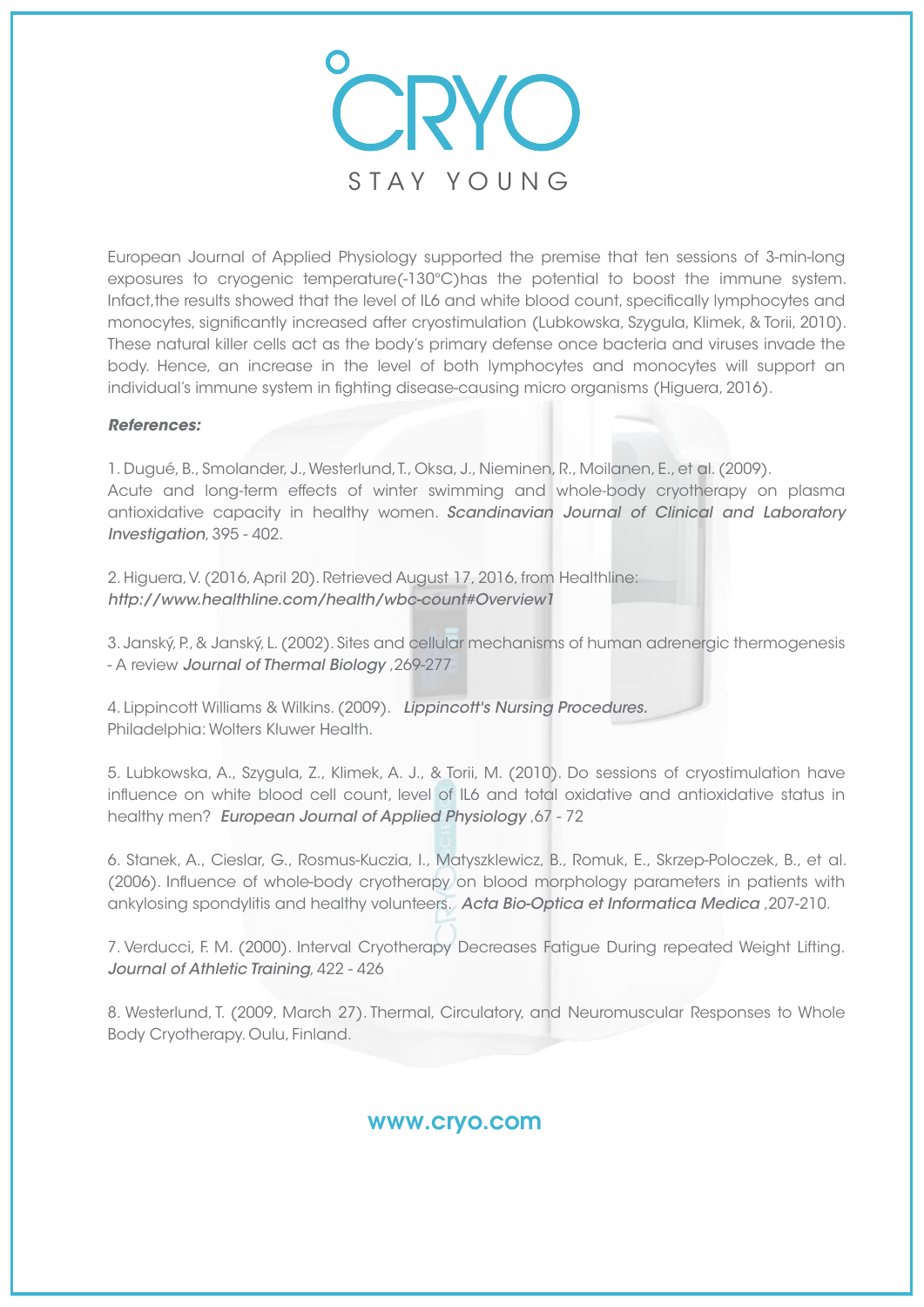# °CRYO

STAY YOUNG

European Journal of Applied Physiology supported the premise that ten sessions of 3-min-long exposures to cryogenic temperature(-130°C)has the potential to boost the immune system. Infact,the results showed that the level of IL6 and white blood count, specifically lymphocytes and monocytes, significantly increased after cryostimulation (Lubkowska, Szygula, Klimek, & Torii, 2010). These natural killer cells act as the body's primary defense once bacteria and viruses invade the body. Hence, an increase in the level of both lymphocytes and monocytes will support an individual's immune system in fighting disease-causing micro organisms (Higuera, 2016).

***References:***

1. Dugué, B., Smolander, J., Westerlund, T., Oksa, J., Nieminen, R., Moilanen, E., et al. (2009). Acute and long-term effects of winter swimming and whole-body cryotherapy on plasma antioxidative capacity in healthy women. *Scandinavian Journal of Clinical and Laboratory Investigation*, 395 - 402.

2. Higuera, V. (2016, April 20). Retrieved August 17, 2016, from Healthline: *http://www.healthline.com/health/wbc-count#Overview1*

3. Janský, P., & Janský, L. (2002). Sites and cellular mechanisms of human adrenergic thermogenesis - A review *Journal of Thermal Biology* ,269-277

4. Lippincott Williams & Wilkins. (2009). *Lippincott's Nursing Procedures.* Philadelphia: Wolters Kluwer Health.

5. Lubkowska, A., Szygula, Z., Klimek, A. J., & Torii, M. (2010). Do sessions of cryostimulation have influence on white blood cell count, level of IL6 and total oxidative and antioxidative status in healthy men? *European Journal of Applied Physiology* ,67 - 72

6. Stanek, A., Cieslar, G., Rosmus-Kuczia, I., Matyszklewicz, B., Romuk, E., Skrzep-Poloczek, B., et al. (2006). Influence of whole-body cryotherapy on blood morphology parameters in patients with ankylosing spondylitis and healthy volunteers. *Acta Bio-Optica et Informatica Medica* ,207-210.

7. Verducci, F. M. (2000). Interval Cryotherapy Decreases Fatigue During repeated Weight Lifting. *Journal of Athletic Training*, 422 - 426

8. Westerlund, T. (2009, March 27). Thermal, Circulatory, and Neuromuscular Responses to Whole Body Cryotherapy. Oulu, Finland.

**www.cryo.com**